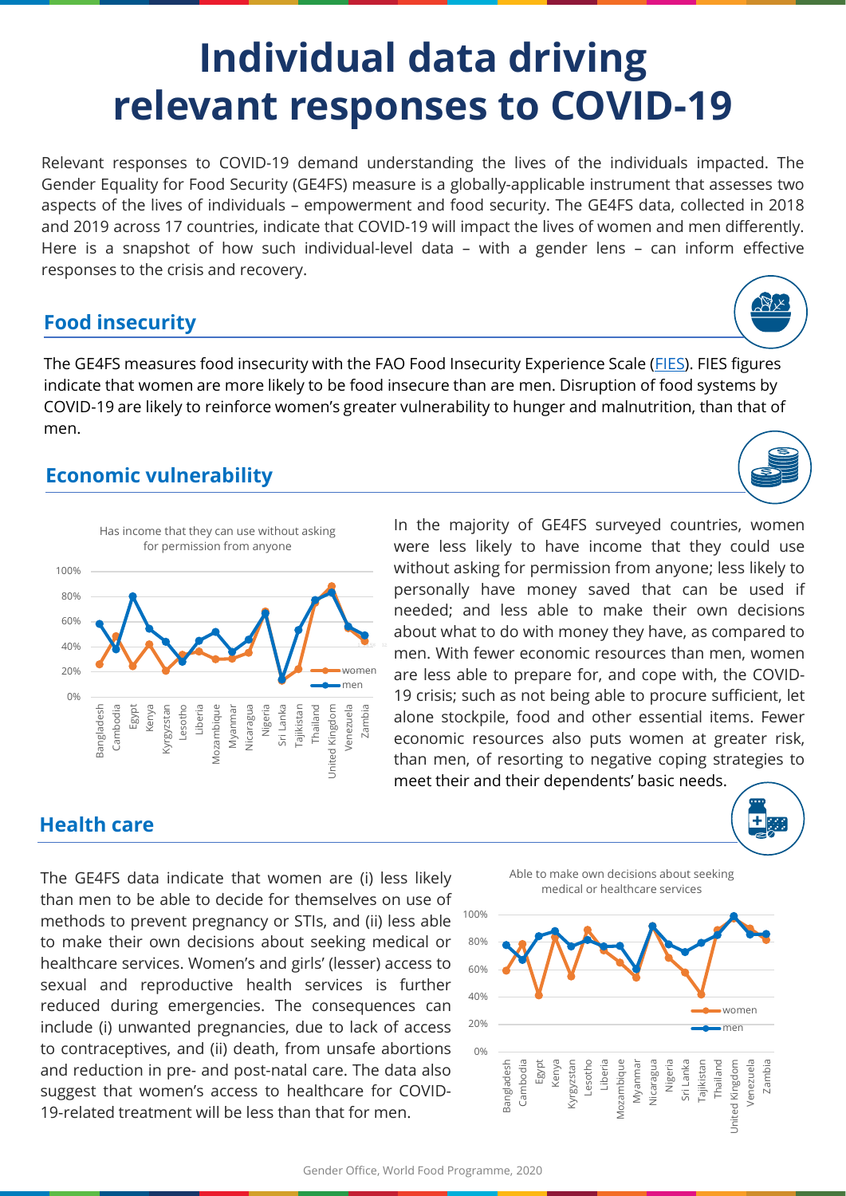# Individual data driving relevant responses to COVID-19

Relevant responses to COVID-19 demand understanding the lives of the individuals impacted. The Gender Equality for Food Security (GE4FS) measure is a globally-applicable instrument that assesses two aspects of the lives of individuals – empowerment and food security. The GE4FS data, collected in 2018 and 2019 across 17 countries, indicate that COVID-19 will impact the lives of women and men differently. Here is a snapshot of how such individual-level data – with a gender lens – can inform effective responses to the crisis and recovery.

## Food insecurity

The GE4FS measures food insecurity with the FAO Food Insecurity Experience Scale (FIES). FIES figures indicate that women are more likely to be food insecure than are men. Disruption of food systems by COVID-19 are likely to reinforce women's greater vulnerability to hunger and malnutrition, than that of men.

## Economic vulnerability

Has income that they can use without asking for permission from anyone

(Line chart: women and men, 0%–100%, across Bangladesh, Cambodia, Egypt, Kenya, Kyrgyzstan, Lesotho, Liberia, Mozambique, Myanmar, Nicaragua, Nigeria, Sri Lanka, Tajikistan, Thailand, United Kingdom, Venezuela, Zambia)

In the majority of GE4FS surveyed countries, women were less likely to have income that they could use without asking for permission from anyone; less likely to personally have money saved that can be used if needed; and less able to make their own decisions about what to do with money they have, as compared to men. With fewer economic resources than men, women are less able to prepare for, and cope with, the COVID-19 crisis; such as not being able to procure sufficient, let alone stockpile, food and other essential items. Fewer economic resources also puts women at greater risk, than men, of resorting to negative coping strategies to meet their and their dependents' basic needs.

## Health care

The GE4FS data indicate that women are (i) less likely than men to be able to decide for themselves on use of methods to prevent pregnancy or STIs, and (ii) less able to make their own decisions about seeking medical or healthcare services. Women's and girls' (lesser) access to sexual and reproductive health services is further reduced during emergencies. The consequences can include (i) unwanted pregnancies, due to lack of access to contraceptives, and (ii) death, from unsafe abortions and reduction in pre- and post-natal care. The data also suggest that women's access to healthcare for COVID-19-related treatment will be less than that for men.

Able to make own decisions about seeking medical or healthcare services

(Line chart: women and men, 0%–100%, across Bangladesh, Cambodia, Egypt, Kenya, Kyrgyzstan, Lesotho, Liberia, Mozambique, Myanmar, Nicaragua, Nigeria, Sri Lanka, Tajikistan, Thailand, United Kingdom, Venezuela, Zambia)

Gender Office, World Food Programme, 2020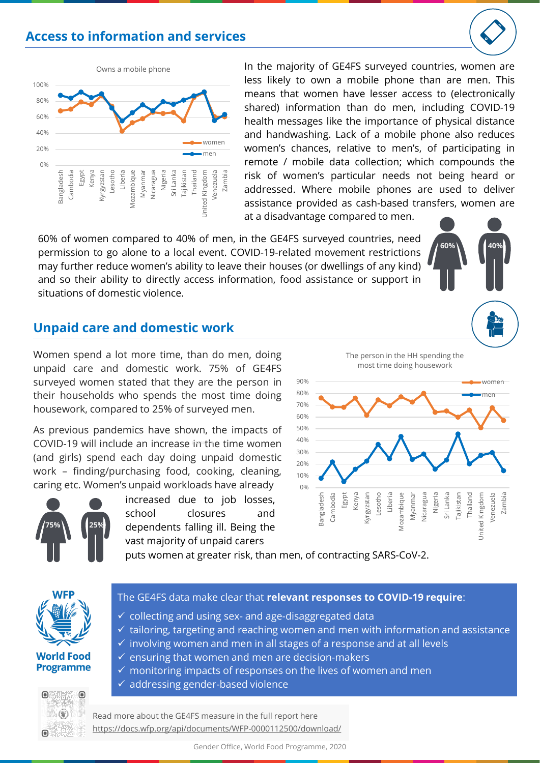## Access to information and services

Owns a mobile phone

100%
80%
60%
40%
20%
0%

women
men

Bangladesh, Cambodia, Egypt, Kenya, Kyrgyzstan, Lesotho, Liberia, Mozambique, Myanmar, Nicaragua, Nigeria, Sri Lanka, Tajikistan, Thailand, United Kingdom, Venezuela, Zambia

In the majority of GE4FS surveyed countries, women are less likely to own a mobile phone than are men. This means that women have lesser access to (electronically shared) information than do men, including COVID-19 health messages like the importance of physical distance and handwashing. Lack of a mobile phone also reduces women's chances, relative to men's, of participating in remote / mobile data collection; which compounds the risk of women's particular needs not being heard or addressed. Where mobile phones are used to deliver assistance provided as cash-based transfers, women are at a disadvantage compared to men.

60% of women compared to 40% of men, in the GE4FS surveyed countries, need permission to go alone to a local event. COVID-19-related movement restrictions may further reduce women's ability to leave their houses (or dwellings of any kind) and so their ability to directly access information, food assistance or support in situations of domestic violence.

60%
40%

## Unpaid care and domestic work

Women spend a lot more time, than do men, doing unpaid care and domestic work. 75% of GE4FS surveyed women stated that they are the person in their households who spends the most time doing housework, compared to 25% of surveyed men.

As previous pandemics have shown, the impacts of COVID-19 will include an increase in the time women (and girls) spend each day doing unpaid domestic work – finding/purchasing food, cooking, cleaning, caring etc. Women's unpaid workloads have already increased due to job losses, school closures and dependents falling ill. Being the vast majority of unpaid carers puts women at greater risk, than men, of contracting SARS-CoV-2.

75%
25%

The person in the HH spending the most time doing housework

90%
80%
70%
60%
50%
40%
30%
20%
10%
0%

women
men

Bangladesh, Cambodia, Egypt, Kenya, Kyrgyzstan, Lesotho, Liberia, Mozambique, Myanmar, Nicaragua, Nigeria, Sri Lanka, Tajikistan, Thailand, United Kingdom, Venezuela, Zambia

**WFP**
**World Food Programme**

The GE4FS data make clear that **relevant responses to COVID-19 require**:

- ✓ collecting and using sex- and age-disaggregated data
- ✓ tailoring, targeting and reaching women and men with information and assistance
- ✓ involving women and men in all stages of a response and at all levels
- ✓ ensuring that women and men are decision-makers
- ✓ monitoring impacts of responses on the lives of women and men
- ✓ addressing gender-based violence

Read more about the GE4FS measure in the full report here
https://docs.wfp.org/api/documents/WFP-0000112500/download/

Gender Office, World Food Programme, 2020